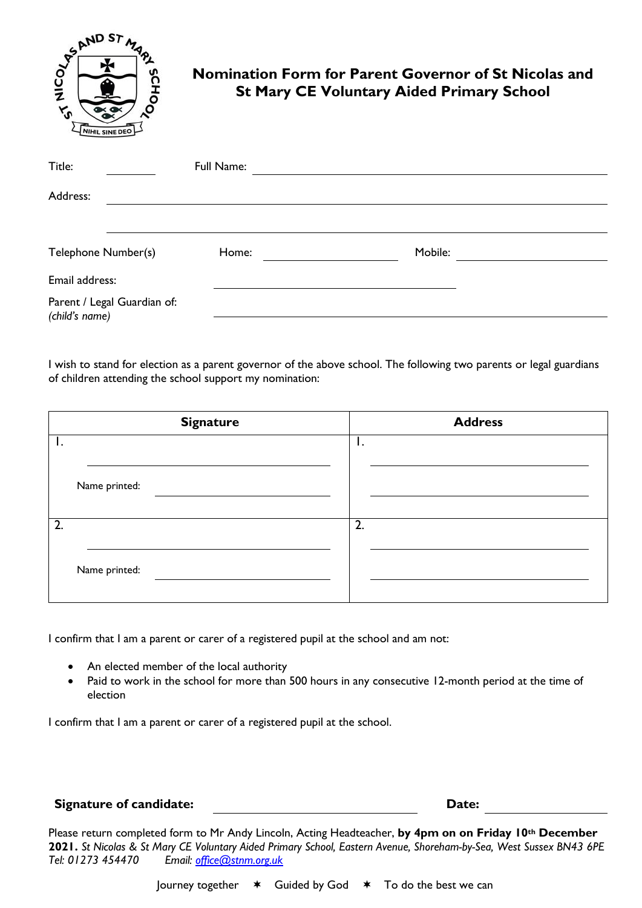# Nomination Form for Parent Governor of St Nicolas and St Mary CE Voluntary Aided Primary School

Title: __________ Full Name: ______________________________________________

Address: ______________________________________________

______________________________________________

Telephone Number(s) Home: ____________________ Mobile: ____________________

Email address: ______________________________________________

Parent / Legal Guardian of: *(child's name)* ______________________________________________

I wish to stand for election as a parent governor of the above school. The following two parents or legal guardians of children attending the school support my nomination:

| Signature | Address |
|---|---|
| 1. ____________________<br>Name printed: ____________________ | 1. ____________________<br>____________________ |
| 2. ____________________<br>Name printed: ____________________ | 2. ____________________<br>____________________ |

I confirm that I am a parent or carer of a registered pupil at the school and am not:

- An elected member of the local authority
- Paid to work in the school for more than 500 hours in any consecutive 12-month period at the time of election

I confirm that I am a parent or carer of a registered pupil at the school.

**Signature of candidate:** ____________________ **Date:** ____________

Please return completed form to Mr Andy Lincoln, Acting Headteacher, **by 4pm on on Friday 10th December 2021.** *St Nicolas & St Mary CE Voluntary Aided Primary School, Eastern Avenue, Shoreham-by-Sea, West Sussex BN43 6PE Tel: 01273 454470 Email: office@stnm.org.uk*

Journey together ✶ Guided by God ✶ To do the best we can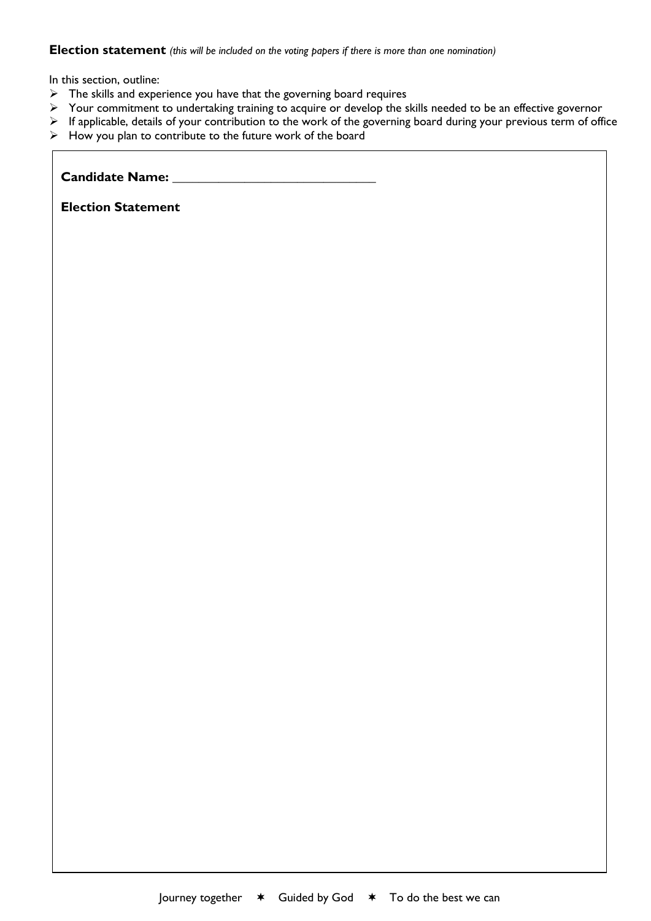**Election statement** *(this will be included on the voting papers if there is more than one nomination)*

In this section, outline:

- The skills and experience you have that the governing board requires
- Your commitment to undertaking training to acquire or develop the skills needed to be an effective governor
- If applicable, details of your contribution to the work of the governing board during your previous term of office
- How you plan to contribute to the future work of the board

**Candidate Name:** ______________________________

**Election Statement**

Journey together ✶ Guided by God ✶ To do the best we can